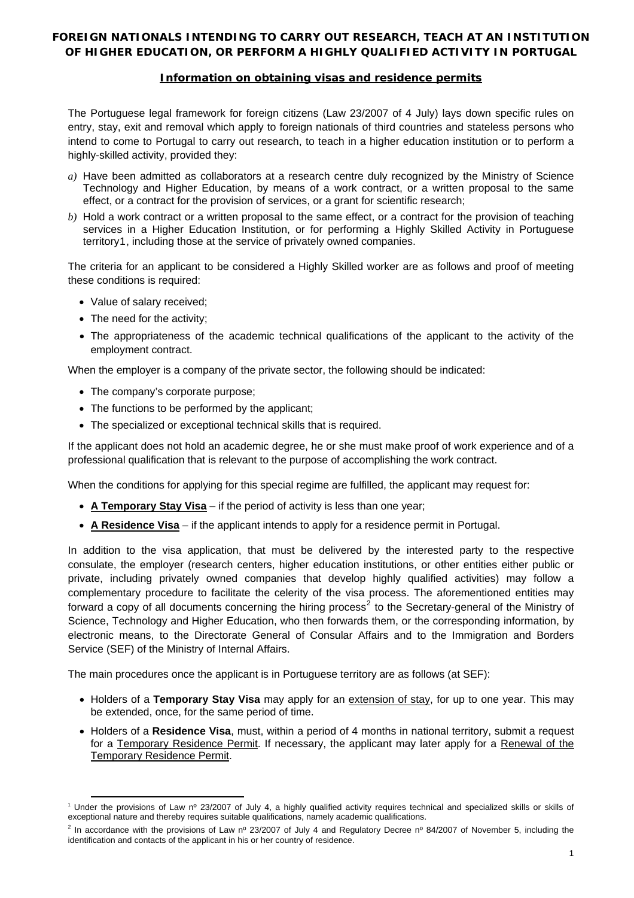# FOREIGN NATIONALS INTENDING TO CARRY OUT RESEARCH, TEACH AT AN INSTITUTION OF HIGHER EDUCATION, OR PERFORM A HIGHLY QUALIFIED ACTIVITY IN PORTUGAL

## Information on obtaining visas and residence permits

The Portuguese legal framework for foreign citizens (Law 23/2007 of 4 July) lays down specific rules on entry, stay, exit and removal which apply to foreign nationals of third countries and stateless persons who intend to come to Portugal to carry out research, to teach in a higher education institution or to perform a highly-skilled activity, provided they:

*a)* Have been admitted as collaborators at a research centre duly recognized by the Ministry of Science Technology and Higher Education, by means of a work contract, or a written proposal to the same effect, or a contract for the provision of services, or a grant for scientific research;

*b)* Hold a work contract or a written proposal to the same effect, or a contract for the provision of teaching services in a Higher Education Institution, or for performing a Highly Skilled Activity in Portuguese territory[1], including those at the service of privately owned companies.

The criteria for an applicant to be considered a Highly Skilled worker are as follows and proof of meeting these conditions is required:

- Value of salary received;
- The need for the activity;
- The appropriateness of the academic technical qualifications of the applicant to the activity of the employment contract.

When the employer is a company of the private sector, the following should be indicated:

- The company's corporate purpose;
- The functions to be performed by the applicant;
- The specialized or exceptional technical skills that is required.

If the applicant does not hold an academic degree, he or she must make proof of work experience and of a professional qualification that is relevant to the purpose of accomplishing the work contract.

When the conditions for applying for this special regime are fulfilled, the applicant may request for:

- **A Temporary Stay Visa** – if the period of activity is less than one year;
- **A Residence Visa** – if the applicant intends to apply for a residence permit in Portugal.

In addition to the visa application, that must be delivered by the interested party to the respective consulate, the employer (research centers, higher education institutions, or other entities either public or private, including privately owned companies that develop highly qualified activities) may follow a complementary procedure to facilitate the celerity of the visa process. The aforementioned entities may forward a copy of all documents concerning the hiring process[2] to the Secretary-general of the Ministry of Science, Technology and Higher Education, who then forwards them, or the corresponding information, by electronic means, to the Directorate General of Consular Affairs and to the Immigration and Borders Service (SEF) of the Ministry of Internal Affairs.

The main procedures once the applicant is in Portuguese territory are as follows (at SEF):

- Holders of a **Temporary Stay Visa** may apply for an extension of stay, for up to one year. This may be extended, once, for the same period of time.
- Holders of a **Residence Visa**, must, within a period of 4 months in national territory, submit a request for a Temporary Residence Permit. If necessary, the applicant may later apply for a Renewal of the Temporary Residence Permit.

---

[1] Under the provisions of Law nº 23/2007 of July 4, a highly qualified activity requires technical and specialized skills or skills of exceptional nature and thereby requires suitable qualifications, namely academic qualifications.

[2] In accordance with the provisions of Law nº 23/2007 of July 4 and Regulatory Decree nº 84/2007 of November 5, including the identification and contacts of the applicant in his or her country of residence.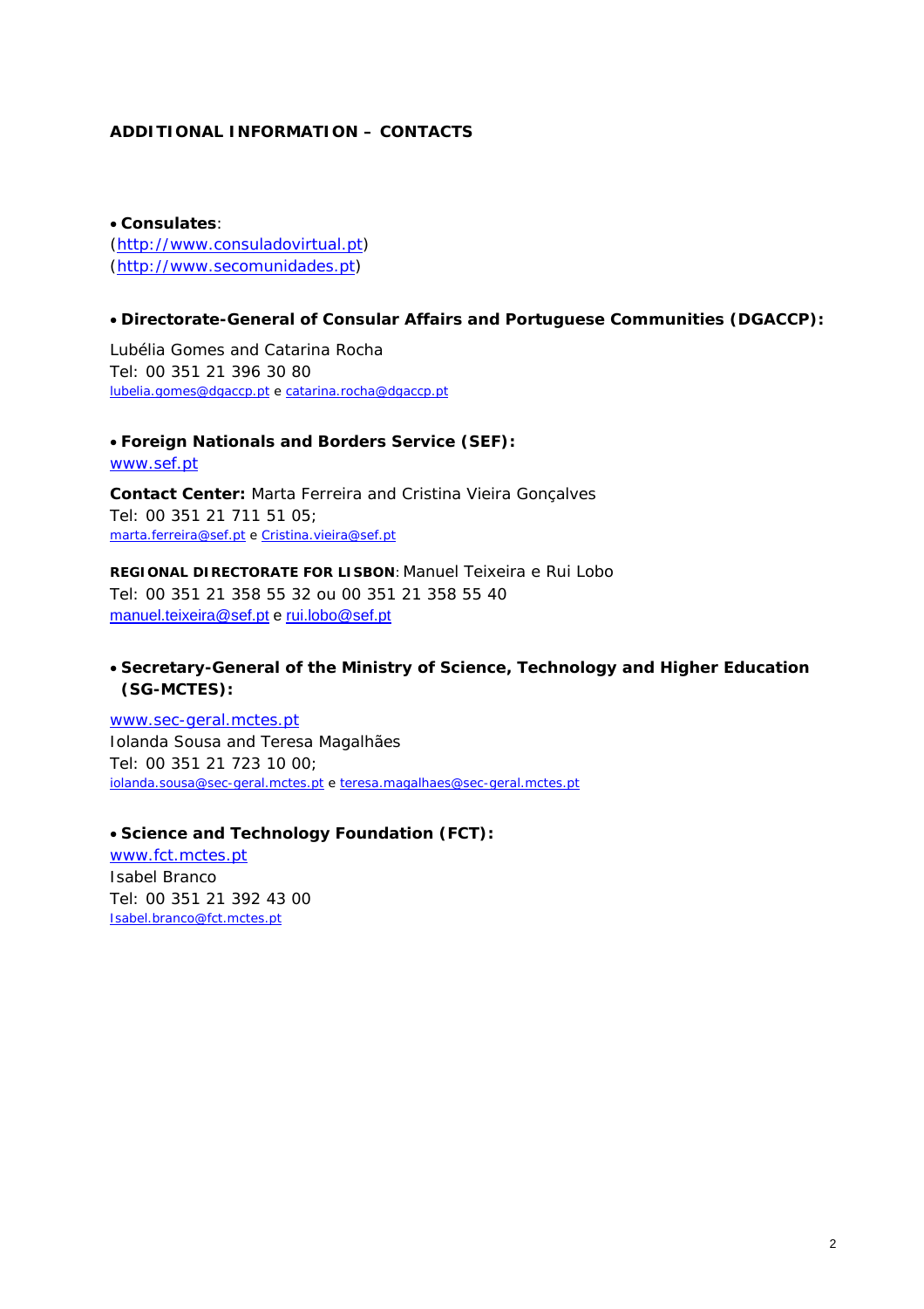## ADDITIONAL INFORMATION – CONTACTS

- **Consulates**:

(http://www.consuladovirtual.pt)
(http://www.secomunidades.pt)

- **Directorate-General of Consular Affairs and Portuguese Communities (DGACCP):**

Lubélia Gomes and Catarina Rocha
Tel: 00 351 21 396 30 80
lubelia.gomes@dgaccp.pt e catarina.rocha@dgaccp.pt

- **Foreign Nationals and Borders Service (SEF):**

www.sef.pt

**Contact Center:** Marta Ferreira and Cristina Vieira Gonçalves
Tel: 00 351 21 711 51 05;
marta.ferreira@sef.pt e Cristina.vieira@sef.pt

**REGIONAL DIRECTORATE FOR LISBON**: Manuel Teixeira e Rui Lobo
Tel: 00 351 21 358 55 32 ou 00 351 21 358 55 40
manuel.teixeira@sef.pt e rui.lobo@sef.pt

- **Secretary-General of the Ministry of Science, Technology and Higher Education (SG-MCTES):**

www.sec-geral.mctes.pt
Iolanda Sousa and Teresa Magalhães
Tel: 00 351 21 723 10 00;
iolanda.sousa@sec-geral.mctes.pt e teresa.magalhaes@sec-geral.mctes.pt

- **Science and Technology Foundation (FCT):**

www.fct.mctes.pt
Isabel Branco
Tel: 00 351 21 392 43 00
Isabel.branco@fct.mctes.pt